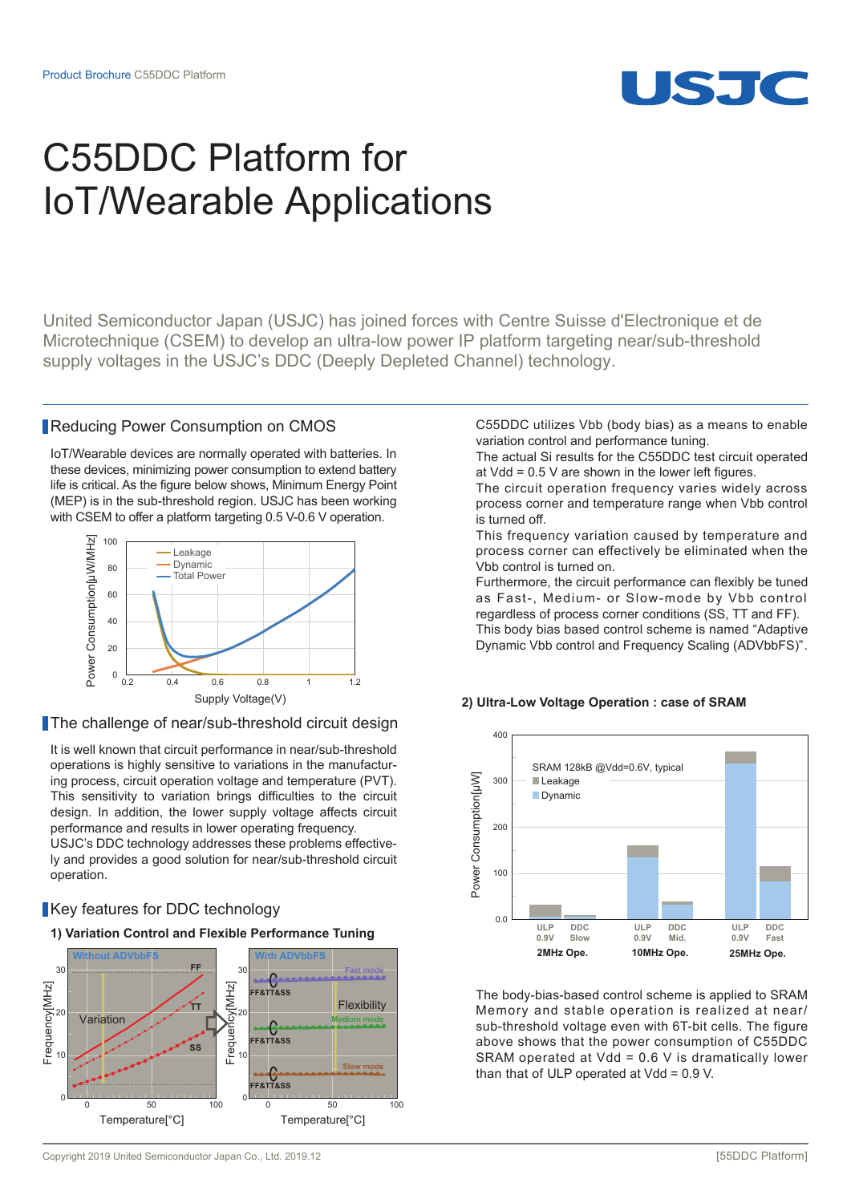# C55DDC Platform for IoT/Wearable Applications

United Semiconductor Japan (USJC) has joined forces with Centre Suisse d'Electronique et de Microtechnique (CSEM) to develop an ultra-low power IP platform targeting near/sub-threshold supply voltages in the USJC's DDC (Deeply Depleted Channel) technology.

## Reducing Power Consumption on CMOS

IoT/Wearable devices are normally operated with batteries. In these devices, minimizing power consumption to extend battery life is critical. As the figure below shows, Minimum Energy Point (MEP) is in the sub-threshold region. USJC has been working with CSEM to offer a platform targeting 0.5 V-0.6 V operation.

Power Consumption[μW/MHz]
100
80
60
40
20
0
0.2 0.4 0.6 0.8 1 1.2
Supply Voltage(V)
Leakage
Dynamic
Total Power

## The challenge of near/sub-threshold circuit design

It is well known that circuit performance in near/sub-threshold operations is highly sensitive to variations in the manufacturing process, circuit operation voltage and temperature (PVT). This sensitivity to variation brings difficulties to the circuit design. In addition, the lower supply voltage affects circuit performance and results in lower operating frequency.
USJC's DDC technology addresses these problems effectively and provides a good solution for near/sub-threshold circuit operation.

## Key features for DDC technology

### 1) Variation Control and Flexible Performance Tuning

Without ADVbbFS
Frequency[MHz]
30
20
10
0
0 50 100
Temperature[°C]
Variation
FF
TT
SS

With ADVbbFS
Frequency[MHz]
30
20
10
0
0 50 100
Temperature[°C]
Fast mode
FF&TT&SS
Flexibility
Medium mode
FF&TT&SS
Slow mode
FF&TT&SS

C55DDC utilizes Vbb (body bias) as a means to enable variation control and performance tuning.
The actual Si results for the C55DDC test circuit operated at Vdd = 0.5 V are shown in the lower left figures.
The circuit operation frequency varies widely across process corner and temperature range when Vbb control is turned off.
This frequency variation caused by temperature and process corner can effectively be eliminated when the Vbb control is turned on.
Furthermore, the circuit performance can flexibly be tuned as Fast-, Medium- or Slow-mode by Vbb control regardless of process corner conditions (SS, TT and FF).
This body bias based control scheme is named "Adaptive Dynamic Vbb control and Frequency Scaling (ADVbbFS)".

### 2) Ultra-Low Voltage Operation : case of SRAM

Power Consumption[μW]
400
300
200
100
0.0
SRAM 128kB @Vdd=0.6V, typical
Leakage
Dynamic
ULP 0.9V
DDC Slow
2MHz Ope.
ULP 0.9V
DDC Mid.
10MHz Ope.
ULP 0.9V
DDC Fast
25MHz Ope.

The body-bias-based control scheme is applied to SRAM Memory and stable operation is realized at near/sub-threshold voltage even with 6T-bit cells. The figure above shows that the power consumption of C55DDC SRAM operated at Vdd = 0.6 V is dramatically lower than that of ULP operated at Vdd = 0.9 V.

Copyright 2019 United Semiconductor Japan Co., Ltd. 2019.12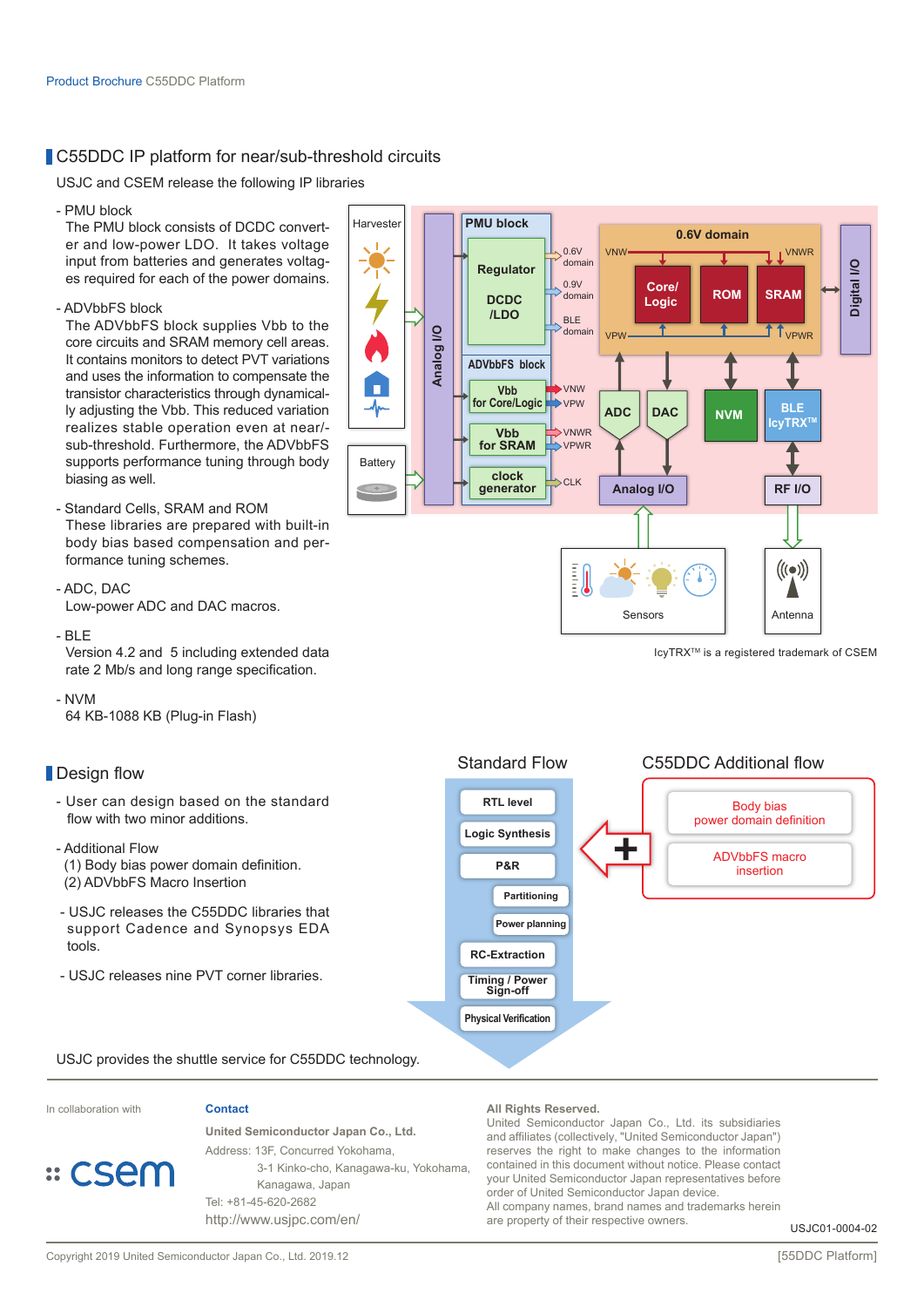## C55DDC IP platform for near/sub-threshold circuits

USJC and CSEM release the following IP libraries

- PMU block
  The PMU block consists of DCDC converter and low-power LDO. It takes voltage input from batteries and generates voltages required for each of the power domains.

- ADVbbFS block
  The ADVbbFS block supplies Vbb to the core circuits and SRAM memory cell areas. It contains monitors to detect PVT variations and uses the information to compensate the transistor characteristics through dynamically adjusting the Vbb. This reduced variation realizes stable operation even at near/sub-threshold. Furthermore, the ADVbbFS supports performance tuning through body biasing as well.

- Standard Cells, SRAM and ROM
  These libraries are prepared with built-in body bias based compensation and performance tuning schemes.

- ADC, DAC
  Low-power ADC and DAC macros.

- BLE
  Version 4.2 and 5 including extended data rate 2 Mb/s and long range specification.

- NVM
  64 KB-1088 KB (Plug-in Flash)

Harvester
Battery
Analog I/O
PMU block
Regulator
DCDC /LDO
0.6V domain
0.9V domain
BLE domain
ADVbbFS block
Vbb for Core/Logic
VNW
VPW
Vbb for SRAM
VNWR
VPWR
clock generator
CLK
0.6V domain
VNW
VNWR
Core/ Logic
ROM
SRAM
VPW
VPWR
Digital I/O
ADC
DAC
NVM
BLE IcyTRX™
Analog I/O
RF I/O
Sensors
Antenna

IcyTRX™ is a registered trademark of CSEM

## Design flow

- User can design based on the standard flow with two minor additions.

- Additional Flow
  (1) Body bias power domain definition.
  (2) ADVbbFS Macro Insertion

- USJC releases the C55DDC libraries that support Cadence and Synopsys EDA tools.

- USJC releases nine PVT corner libraries.

Standard Flow
RTL level
Logic Synthesis
P&R
Partitioning
Power planning
RC-Extraction
Timing / Power Sign-off
Physical Verification

C55DDC Additional flow
Body bias power domain definition
ADVbbFS macro insertion

USJC provides the shuttle service for C55DDC technology.

In collaboration with

csem

**Contact**

**United Semiconductor Japan Co., Ltd.**
Address: 13F, Concurred Yokohama,
3-1 Kinko-cho, Kanagawa-ku, Yokohama,
Kanagawa, Japan
Tel: +81-45-620-2682
http://www.usjpc.com/en/

**All Rights Reserved.**
United Semiconductor Japan Co., Ltd. its subsidiaries and affiliates (collectively, "United Semiconductor Japan") reserves the right to make changes to the information contained in this document without notice. Please contact your United Semiconductor Japan representatives before order of United Semiconductor Japan device.
All company names, brand names and trademarks herein are property of their respective owners.

USJC01-0004-02

Copyright 2019 United Semiconductor Japan Co., Ltd. 2019.12